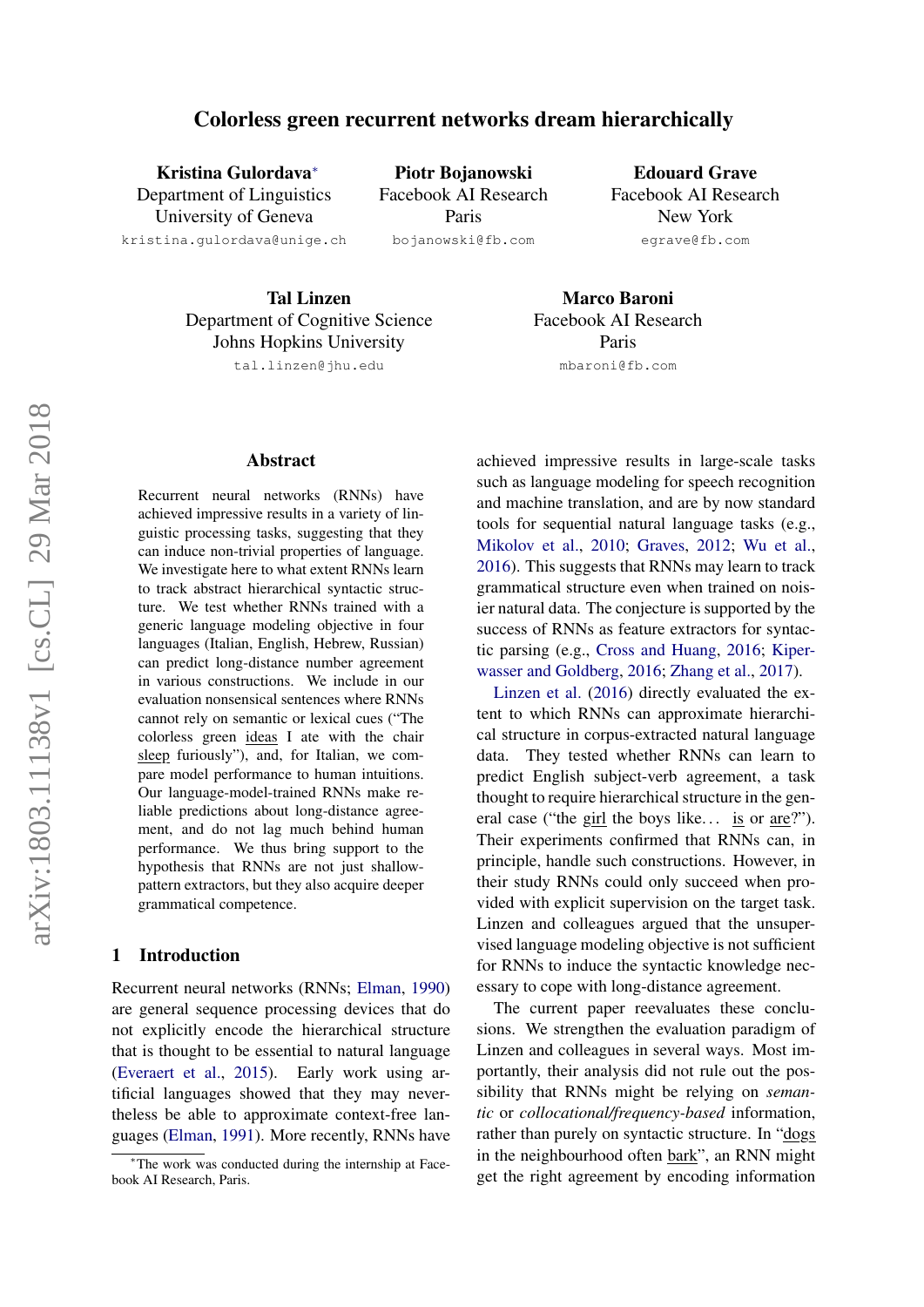# Colorless green recurrent networks dream hierarchically

**Kristina Gulordava**[*]
Department of Linguistics
University of Geneva
kristina.gulordava@unige.ch

**Piotr Bojanowski**
Facebook AI Research
Paris
bojanowski@fb.com

**Edouard Grave**
Facebook AI Research
New York
egrave@fb.com

**Tal Linzen**
Department of Cognitive Science
Johns Hopkins University
tal.linzen@jhu.edu

**Marco Baroni**
Facebook AI Research
Paris
mbaroni@fb.com

## Abstract

Recurrent neural networks (RNNs) have achieved impressive results in a variety of linguistic processing tasks, suggesting that they can induce non-trivial properties of language. We investigate here to what extent RNNs learn to track abstract hierarchical syntactic structure. We test whether RNNs trained with a generic language modeling objective in four languages (Italian, English, Hebrew, Russian) can predict long-distance number agreement in various constructions. We include in our evaluation nonsensical sentences where RNNs cannot rely on semantic or lexical cues ("The colorless green <u>ideas</u> I ate with the chair <u>sleep</u> furiously"), and, for Italian, we compare model performance to human intuitions. Our language-model-trained RNNs make reliable predictions about long-distance agreement, and do not lag much behind human performance. We thus bring support to the hypothesis that RNNs are not just shallow-pattern extractors, but they also acquire deeper grammatical competence.

## 1 Introduction

Recurrent neural networks (RNNs; Elman, 1990) are general sequence processing devices that do not explicitly encode the hierarchical structure that is thought to be essential to natural language (Everaert et al., 2015). Early work using artificial languages showed that they may nevertheless be able to approximate context-free languages (Elman, 1991). More recently, RNNs have achieved impressive results in large-scale tasks such as language modeling for speech recognition and machine translation, and are by now standard tools for sequential natural language tasks (e.g., Mikolov et al., 2010; Graves, 2012; Wu et al., 2016). This suggests that RNNs may learn to track grammatical structure even when trained on noisier natural data. The conjecture is supported by the success of RNNs as feature extractors for syntactic parsing (e.g., Cross and Huang, 2016; Kiperwasser and Goldberg, 2016; Zhang et al., 2017).

Linzen et al. (2016) directly evaluated the extent to which RNNs can approximate hierarchical structure in corpus-extracted natural language data. They tested whether RNNs can learn to predict English subject-verb agreement, a task thought to require hierarchical structure in the general case ("the <u>girl</u> the boys like... <u>is</u> or <u>are</u>?"). Their experiments confirmed that RNNs can, in principle, handle such constructions. However, in their study RNNs could only succeed when provided with explicit supervision on the target task. Linzen and colleagues argued that the unsupervised language modeling objective is not sufficient for RNNs to induce the syntactic knowledge necessary to cope with long-distance agreement.

The current paper reevaluates these conclusions. We strengthen the evaluation paradigm of Linzen and colleagues in several ways. Most importantly, their analysis did not rule out the possibility that RNNs might be relying on *semantic* or *collocational/frequency-based* information, rather than purely on syntactic structure. In "<u>dogs</u> in the neighbourhood often <u>bark</u>", an RNN might get the right agreement by encoding information

[*]The work was conducted during the internship at Facebook AI Research, Paris.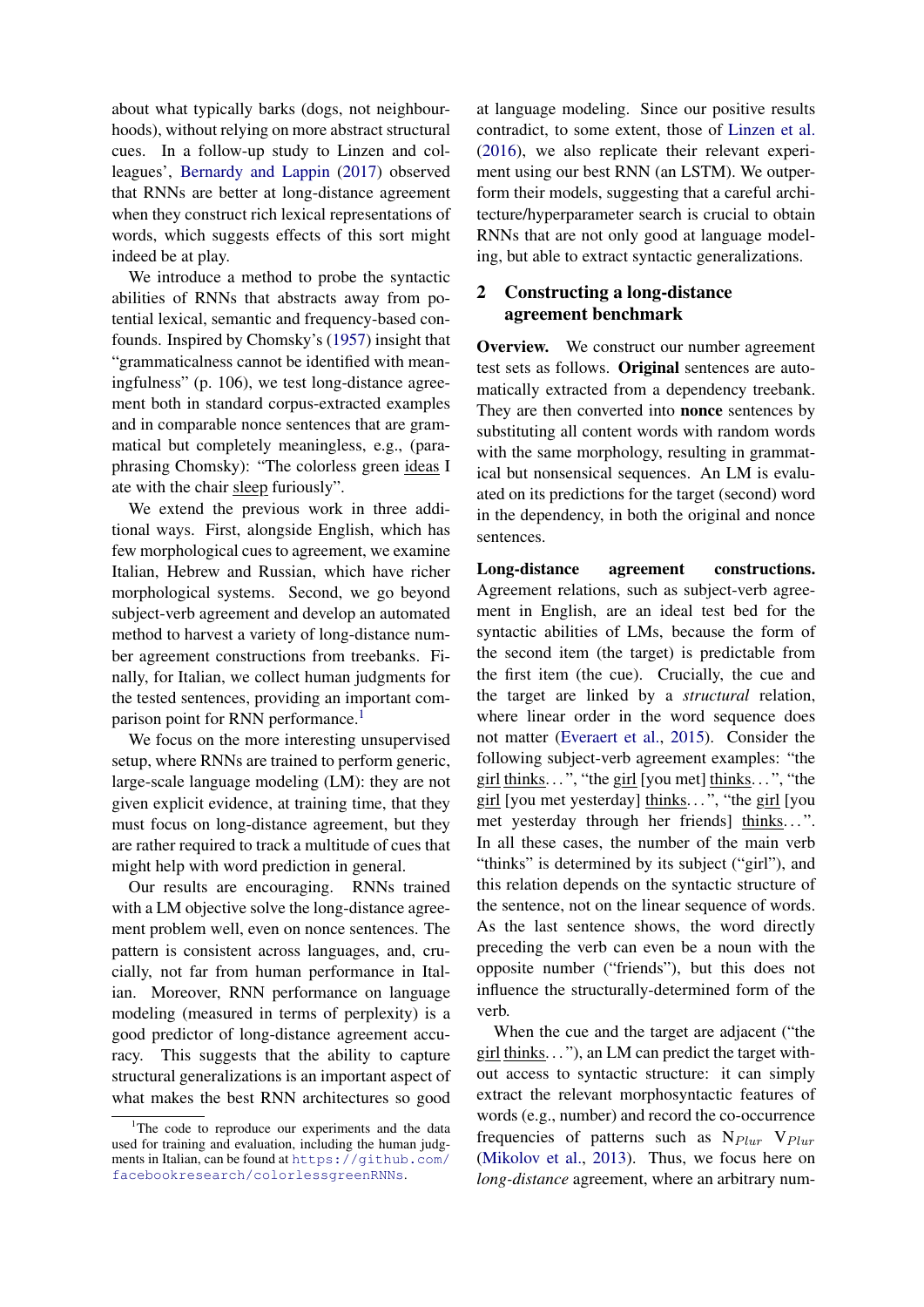about what typically barks (dogs, not neighbourhoods), without relying on more abstract structural cues. In a follow-up study to Linzen and colleagues', Bernardy and Lappin (2017) observed that RNNs are better at long-distance agreement when they construct rich lexical representations of words, which suggests effects of this sort might indeed be at play.

We introduce a method to probe the syntactic abilities of RNNs that abstracts away from potential lexical, semantic and frequency-based confounds. Inspired by Chomsky's (1957) insight that "grammaticalness cannot be identified with meaningfulness" (p. 106), we test long-distance agreement both in standard corpus-extracted examples and in comparable nonce sentences that are grammatical but completely meaningless, e.g., (paraphrasing Chomsky): "The colorless green ideas I ate with the chair sleep furiously".

We extend the previous work in three additional ways. First, alongside English, which has few morphological cues to agreement, we examine Italian, Hebrew and Russian, which have richer morphological systems. Second, we go beyond subject-verb agreement and develop an automated method to harvest a variety of long-distance number agreement constructions from treebanks. Finally, for Italian, we collect human judgments for the tested sentences, providing an important comparison point for RNN performance.[1]

We focus on the more interesting unsupervised setup, where RNNs are trained to perform generic, large-scale language modeling (LM): they are not given explicit evidence, at training time, that they must focus on long-distance agreement, but they are rather required to track a multitude of cues that might help with word prediction in general.

Our results are encouraging. RNNs trained with a LM objective solve the long-distance agreement problem well, even on nonce sentences. The pattern is consistent across languages, and, crucially, not far from human performance in Italian. Moreover, RNN performance on language modeling (measured in terms of perplexity) is a good predictor of long-distance agreement accuracy. This suggests that the ability to capture structural generalizations is an important aspect of what makes the best RNN architectures so good at language modeling. Since our positive results contradict, to some extent, those of Linzen et al. (2016), we also replicate their relevant experiment using our best RNN (an LSTM). We outperform their models, suggesting that a careful architecture/hyperparameter search is crucial to obtain RNNs that are not only good at language modeling, but able to extract syntactic generalizations.

[1] The code to reproduce our experiments and the data used for training and evaluation, including the human judgments in Italian, can be found at https://github.com/facebookresearch/colorlessgreenRNNs.

## 2 Constructing a long-distance agreement benchmark

**Overview.** We construct our number agreement test sets as follows. **Original** sentences are automatically extracted from a dependency treebank. They are then converted into **nonce** sentences by substituting all content words with random words with the same morphology, resulting in grammatical but nonsensical sequences. An LM is evaluated on its predictions for the target (second) word in the dependency, in both the original and nonce sentences.

**Long-distance agreement constructions.** Agreement relations, such as subject-verb agreement in English, are an ideal test bed for the syntactic abilities of LMs, because the form of the second item (the target) is predictable from the first item (the cue). Crucially, the cue and the target are linked by a *structural* relation, where linear order in the word sequence does not matter (Everaert et al., 2015). Consider the following subject-verb agreement examples: "the girl thinks...", "the girl [you met] thinks...", "the girl [you met yesterday] thinks...", "the girl [you met yesterday through her friends] thinks...". In all these cases, the number of the main verb "thinks" is determined by its subject ("girl"), and this relation depends on the syntactic structure of the sentence, not on the linear sequence of words. As the last sentence shows, the word directly preceding the verb can even be a noun with the opposite number ("friends"), but this does not influence the structurally-determined form of the verb.

When the cue and the target are adjacent ("the girl thinks..."), an LM can predict the target without access to syntactic structure: it can simply extract the relevant morphosyntactic features of words (e.g., number) and record the co-occurrence frequencies of patterns such as $N_{Plur}$ $V_{Plur}$ (Mikolov et al., 2013). Thus, we focus here on *long-distance* agreement, where an arbitrary num-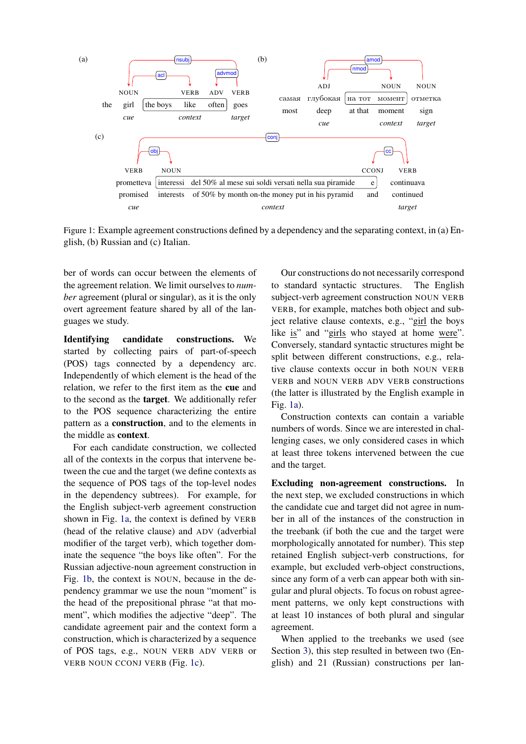Figure 1: Example agreement constructions defined by a dependency and the separating context, in (a) English, (b) Russian and (c) Italian.

ber of words can occur between the elements of the agreement relation. We limit ourselves to *number* agreement (plural or singular), as it is the only overt agreement feature shared by all of the languages we study.

**Identifying candidate constructions.** We started by collecting pairs of part-of-speech (POS) tags connected by a dependency arc. Independently of which element is the head of the relation, we refer to the first item as the **cue** and to the second as the **target**. We additionally refer to the POS sequence characterizing the entire pattern as a **construction**, and to the elements in the middle as **context**.

For each candidate construction, we collected all of the contexts in the corpus that intervene between the cue and the target (we define contexts as the sequence of POS tags of the top-level nodes in the dependency subtrees). For example, for the English subject-verb agreement construction shown in Fig. 1a, the context is defined by VERB (head of the relative clause) and ADV (adverbial modifier of the target verb), which together dominate the sequence "the boys like often". For the Russian adjective-noun agreement construction in Fig. 1b, the context is NOUN, because in the dependency grammar we use the noun "moment" is the head of the prepositional phrase "at that moment", which modifies the adjective "deep". The candidate agreement pair and the context form a construction, which is characterized by a sequence of POS tags, e.g., NOUN VERB ADV VERB or VERB NOUN CCONJ VERB (Fig. 1c).

Our constructions do not necessarily correspond to standard syntactic structures. The English subject-verb agreement construction NOUN VERB VERB, for example, matches both object and subject relative clause contexts, e.g., "<u>girl</u> the boys like <u>is</u>" and "<u>girls</u> who stayed at home <u>were</u>". Conversely, standard syntactic structures might be split between different constructions, e.g., relative clause contexts occur in both NOUN VERB VERB and NOUN VERB ADV VERB constructions (the latter is illustrated by the English example in Fig. 1a).

Construction contexts can contain a variable numbers of words. Since we are interested in challenging cases, we only considered cases in which at least three tokens intervened between the cue and the target.

**Excluding non-agreement constructions.** In the next step, we excluded constructions in which the candidate cue and target did not agree in number in all of the instances of the construction in the treebank (if both the cue and the target were morphologically annotated for number). This step retained English subject-verb constructions, for example, but excluded verb-object constructions, since any form of a verb can appear both with singular and plural objects. To focus on robust agreement patterns, we only kept constructions with at least 10 instances of both plural and singular agreement.

When applied to the treebanks we used (see Section 3), this step resulted in between two (English) and 21 (Russian) constructions per lan-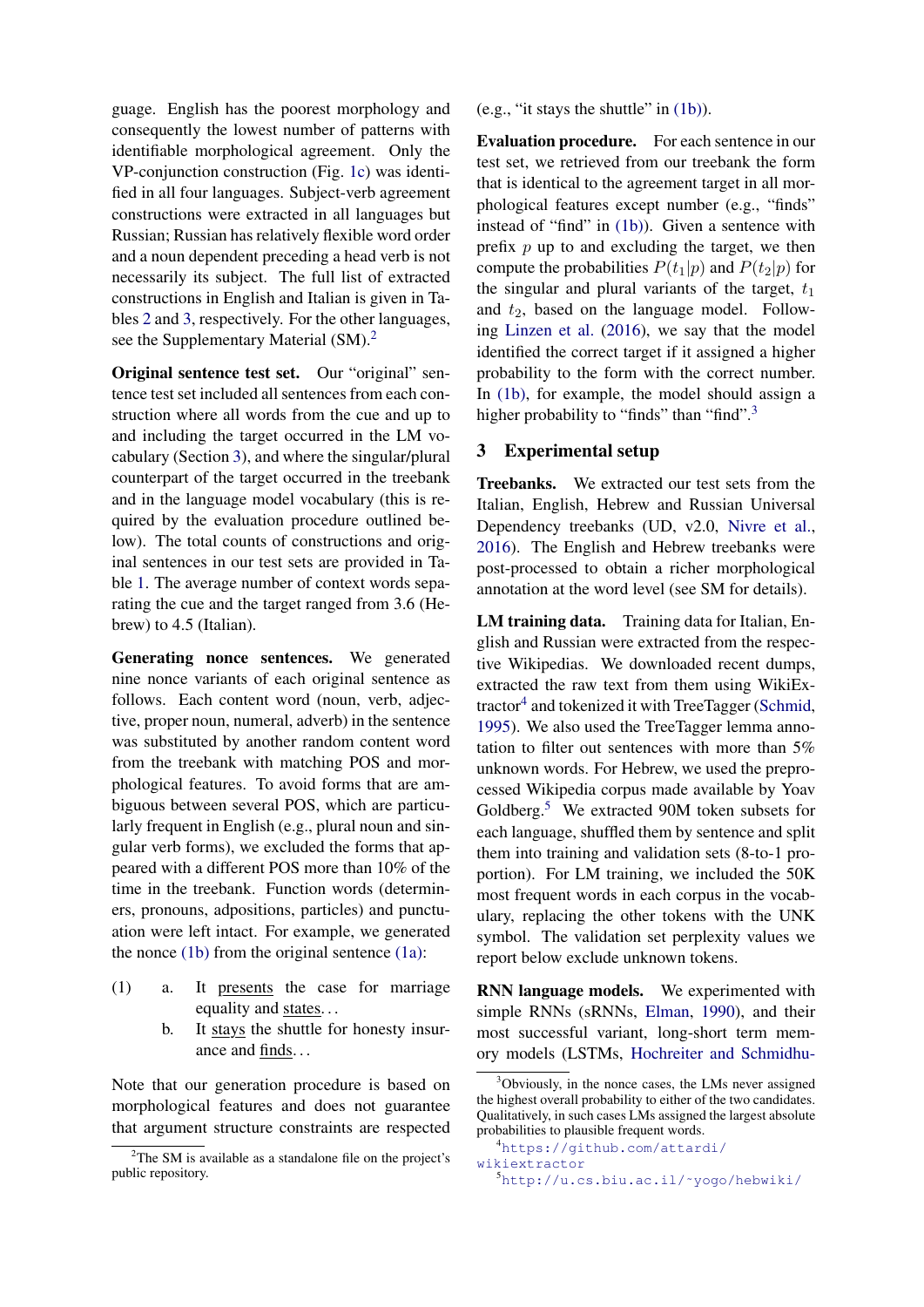guage. English has the poorest morphology and consequently the lowest number of patterns with identifiable morphological agreement. Only the VP-conjunction construction (Fig. 1c) was identified in all four languages. Subject-verb agreement constructions were extracted in all languages but Russian; Russian has relatively flexible word order and a noun dependent preceding a head verb is not necessarily its subject. The full list of extracted constructions in English and Italian is given in Tables 2 and 3, respectively. For the other languages, see the Supplementary Material (SM).[2]

**Original sentence test set.** Our "original" sentence test set included all sentences from each construction where all words from the cue and up to and including the target occurred in the LM vocabulary (Section 3), and where the singular/plural counterpart of the target occurred in the treebank and in the language model vocabulary (this is required by the evaluation procedure outlined below). The total counts of constructions and original sentences in our test sets are provided in Table 1. The average number of context words separating the cue and the target ranged from 3.6 (Hebrew) to 4.5 (Italian).

**Generating nonce sentences.** We generated nine nonce variants of each original sentence as follows. Each content word (noun, verb, adjective, proper noun, numeral, adverb) in the sentence was substituted by another random content word from the treebank with matching POS and morphological features. To avoid forms that are ambiguous between several POS, which are particularly frequent in English (e.g., plural noun and singular verb forms), we excluded the forms that appeared with a different POS more than 10% of the time in the treebank. Function words (determiners, pronouns, adpositions, particles) and punctuation were left intact. For example, we generated the nonce (1b) from the original sentence (1a):

(1) a. It presents the case for marriage equality and states…

b. It stays the shuttle for honesty insurance and finds…

Note that our generation procedure is based on morphological features and does not guarantee that argument structure constraints are respected (e.g., "it stays the shuttle" in (1b)).

**Evaluation procedure.** For each sentence in our test set, we retrieved from our treebank the form that is identical to the agreement target in all morphological features except number (e.g., "finds" instead of "find" in (1b)). Given a sentence with prefix $p$ up to and excluding the target, we then compute the probabilities $P(t_1|p)$ and $P(t_2|p)$ for the singular and plural variants of the target, $t_1$ and $t_2$, based on the language model. Following Linzen et al. (2016), we say that the model identified the correct target if it assigned a higher probability to the form with the correct number. In (1b), for example, the model should assign a higher probability to "finds" than "find".[3]

## 3 Experimental setup

**Treebanks.** We extracted our test sets from the Italian, English, Hebrew and Russian Universal Dependency treebanks (UD, v2.0, Nivre et al., 2016). The English and Hebrew treebanks were post-processed to obtain a richer morphological annotation at the word level (see SM for details).

**LM training data.** Training data for Italian, English and Russian were extracted from the respective Wikipedias. We downloaded recent dumps, extracted the raw text from them using WikiExtractor[4] and tokenized it with TreeTagger (Schmid, 1995). We also used the TreeTagger lemma annotation to filter out sentences with more than 5% unknown words. For Hebrew, we used the preprocessed Wikipedia corpus made available by Yoav Goldberg.[5] We extracted 90M token subsets for each language, shuffled them by sentence and split them into training and validation sets (8-to-1 proportion). For LM training, we included the 50K most frequent words in each corpus in the vocabulary, replacing the other tokens with the UNK symbol. The validation set perplexity values we report below exclude unknown tokens.

**RNN language models.** We experimented with simple RNNs (sRNNs, Elman, 1990), and their most successful variant, long-short term memory models (LSTMs, Hochreiter and Schmidhu-

[2] The SM is available as a standalone file on the project's public repository.

[3] Obviously, in the nonce cases, the LMs never assigned the highest overall probability to either of the two candidates. Qualitatively, in such cases LMs assigned the largest absolute probabilities to plausible frequent words.

[4] https://github.com/attardi/wikiextractor

[5] http://u.cs.biu.ac.il/~yogo/hebwiki/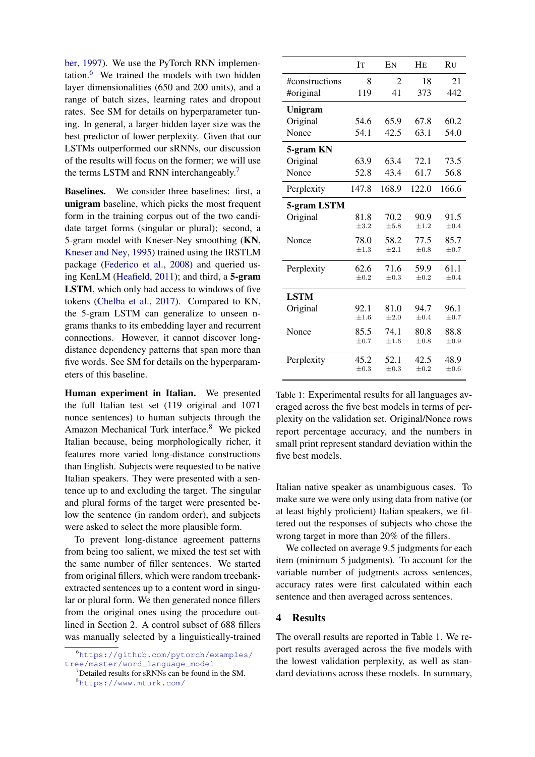ber, 1997). We use the PyTorch RNN implementation.[6] We trained the models with two hidden layer dimensionalities (650 and 200 units), and a range of batch sizes, learning rates and dropout rates. See SM for details on hyperparameter tuning. In general, a larger hidden layer size was the best predictor of lower perplexity. Given that our LSTMs outperformed our sRNNs, our discussion of the results will focus on the former; we will use the terms LSTM and RNN interchangeably.[7]

**Baselines.** We consider three baselines: first, a **unigram** baseline, which picks the most frequent form in the training corpus out of the two candidate target forms (singular or plural); second, a 5-gram model with Kneser-Ney smoothing (**KN**, Kneser and Ney, 1995) trained using the IRSTLM package (Federico et al., 2008) and queried using KenLM (Heafield, 2011); and third, a **5-gram LSTM**, which only had access to windows of five tokens (Chelba et al., 2017). Compared to KN, the 5-gram LSTM can generalize to unseen n-grams thanks to its embedding layer and recurrent connections. However, it cannot discover long-distance dependency patterns that span more than five words. See SM for details on the hyperparameters of this baseline.

**Human experiment in Italian.** We presented the full Italian test set (119 original and 1071 nonce sentences) to human subjects through the Amazon Mechanical Turk interface.[8] We picked Italian because, being morphologically richer, it features more varied long-distance constructions than English. Subjects were requested to be native Italian speakers. They were presented with a sentence up to and excluding the target. The singular and plural forms of the target were presented below the sentence (in random order), and subjects were asked to select the more plausible form.

To prevent long-distance agreement patterns from being too salient, we mixed the test set with the same number of filler sentences. We started from original fillers, which were random treebank-extracted sentences up to a content word in singular or plural form. We then generated nonce fillers from the original ones using the procedure outlined in Section 2. A control subset of 688 fillers was manually selected by a linguistically-trained Italian native speaker as unambiguous cases. To make sure we were only using data from native (or at least highly proficient) Italian speakers, we filtered out the responses of subjects who chose the wrong target in more than 20% of the fillers.

We collected on average 9.5 judgments for each item (minimum 5 judgments). To account for the variable number of judgments across sentences, accuracy rates were first calculated within each sentence and then averaged across sentences.

|  | It | En | He | Ru |
|---|---|---|---|---|
| #constructions | 8 | 2 | 18 | 21 |
| #original | 119 | 41 | 373 | 442 |
| **Unigram** |  |  |  |  |
| Original | 54.6 | 65.9 | 67.8 | 60.2 |
| Nonce | 54.1 | 42.5 | 63.1 | 54.0 |
| **5-gram KN** |  |  |  |  |
| Original | 63.9 | 63.4 | 72.1 | 73.5 |
| Nonce | 52.8 | 43.4 | 61.7 | 56.8 |
| Perplexity | 147.8 | 168.9 | 122.0 | 166.6 |
| **5-gram LSTM** |  |  |  |  |
| Original | 81.8 $\pm 3.2$ | 70.2 $\pm 5.8$ | 90.9 $\pm 1.2$ | 91.5 $\pm 0.4$ |
| Nonce | 78.0 $\pm 1.3$ | 58.2 $\pm 2.1$ | 77.5 $\pm 0.8$ | 85.7 $\pm 0.7$ |
| Perplexity | 62.6 $\pm 0.2$ | 71.6 $\pm 0.3$ | 59.9 $\pm 0.2$ | 61.1 $\pm 0.4$ |
| **LSTM** |  |  |  |  |
| Original | 92.1 $\pm 1.6$ | 81.0 $\pm 2.0$ | 94.7 $\pm 0.4$ | 96.1 $\pm 0.7$ |
| Nonce | 85.5 $\pm 0.7$ | 74.1 $\pm 1.6$ | 80.8 $\pm 0.8$ | 88.8 $\pm 0.9$ |
| Perplexity | 45.2 $\pm 0.3$ | 52.1 $\pm 0.3$ | 42.5 $\pm 0.2$ | 48.9 $\pm 0.6$ |

Table 1: Experimental results for all languages averaged across the five best models in terms of perplexity on the validation set. Original/Nonce rows report percentage accuracy, and the numbers in small print represent standard deviation within the five best models.

## 4 Results

The overall results are reported in Table 1. We report results averaged across the five models with the lowest validation perplexity, as well as standard deviations across these models. In summary,

[6] https://github.com/pytorch/examples/tree/master/word_language_model

[7] Detailed results for sRNNs can be found in the SM.

[8] https://www.mturk.com/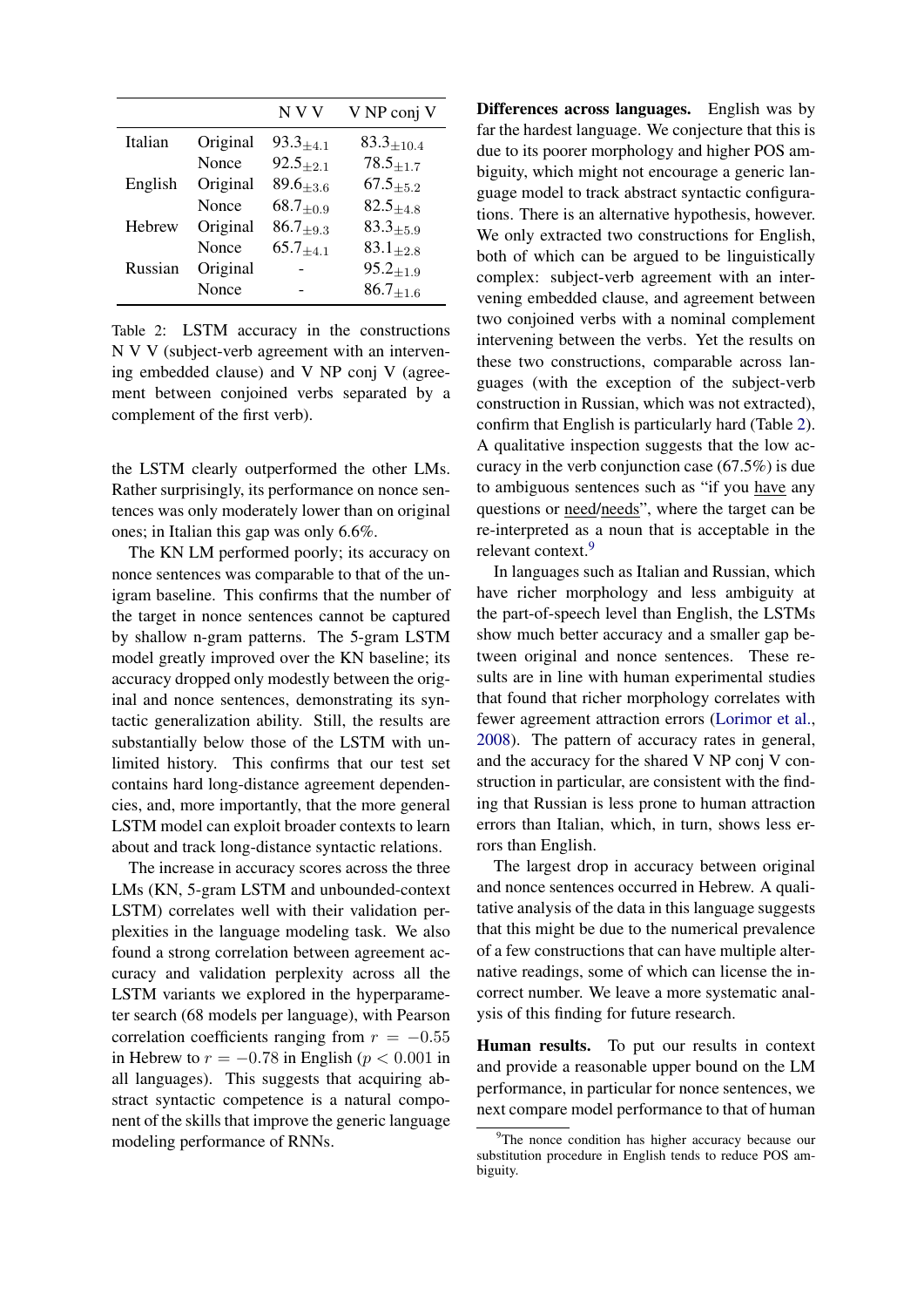| | | N V V | V NP conj V |
|---|---|---|---|
| Italian | Original | $93.3_{\pm 4.1}$ | $83.3_{\pm 10.4}$ |
| | Nonce | $92.5_{\pm 2.1}$ | $78.5_{\pm 1.7}$ |
| English | Original | $89.6_{\pm 3.6}$ | $67.5_{\pm 5.2}$ |
| | Nonce | $68.7_{\pm 0.9}$ | $82.5_{\pm 4.8}$ |
| Hebrew | Original | $86.7_{\pm 9.3}$ | $83.3_{\pm 5.9}$ |
| | Nonce | $65.7_{\pm 4.1}$ | $83.1_{\pm 2.8}$ |
| Russian | Original | - | $95.2_{\pm 1.9}$ |
| | Nonce | - | $86.7_{\pm 1.6}$ |

Table 2: LSTM accuracy in the constructions N V V (subject-verb agreement with an intervening embedded clause) and V NP conj V (agreement between conjoined verbs separated by a complement of the first verb).

the LSTM clearly outperformed the other LMs. Rather surprisingly, its performance on nonce sentences was only moderately lower than on original ones; in Italian this gap was only 6.6%.

The KN LM performed poorly; its accuracy on nonce sentences was comparable to that of the unigram baseline. This confirms that the number of the target in nonce sentences cannot be captured by shallow n-gram patterns. The 5-gram LSTM model greatly improved over the KN baseline; its accuracy dropped only modestly between the original and nonce sentences, demonstrating its syntactic generalization ability. Still, the results are substantially below those of the LSTM with unlimited history. This confirms that our test set contains hard long-distance agreement dependencies, and, more importantly, that the more general LSTM model can exploit broader contexts to learn about and track long-distance syntactic relations.

The increase in accuracy scores across the three LMs (KN, 5-gram LSTM and unbounded-context LSTM) correlates well with their validation perplexities in the language modeling task. We also found a strong correlation between agreement accuracy and validation perplexity across all the LSTM variants we explored in the hyperparameter search (68 models per language), with Pearson correlation coefficients ranging from $r = -0.55$ in Hebrew to $r = -0.78$ in English ($p < 0.001$ in all languages). This suggests that acquiring abstract syntactic competence is a natural component of the skills that improve the generic language modeling performance of RNNs.

**Differences across languages.** English was by far the hardest language. We conjecture that this is due to its poorer morphology and higher POS ambiguity, which might not encourage a generic language model to track abstract syntactic configurations. There is an alternative hypothesis, however. We only extracted two constructions for English, both of which can be argued to be linguistically complex: subject-verb agreement with an intervening embedded clause, and agreement between two conjoined verbs with a nominal complement intervening between the verbs. Yet the results on these two constructions, comparable across languages (with the exception of the subject-verb construction in Russian, which was not extracted), confirm that English is particularly hard (Table 2). A qualitative inspection suggests that the low accuracy in the verb conjunction case (67.5%) is due to ambiguous sentences such as "if you have any questions or need/needs", where the target can be re-interpreted as a noun that is acceptable in the relevant context.[9]

In languages such as Italian and Russian, which have richer morphology and less ambiguity at the part-of-speech level than English, the LSTMs show much better accuracy and a smaller gap between original and nonce sentences. These results are in line with human experimental studies that found that richer morphology correlates with fewer agreement attraction errors (Lorimor et al., 2008). The pattern of accuracy rates in general, and the accuracy for the shared V NP conj V construction in particular, are consistent with the finding that Russian is less prone to human attraction errors than Italian, which, in turn, shows less errors than English.

The largest drop in accuracy between original and nonce sentences occurred in Hebrew. A qualitative analysis of the data in this language suggests that this might be due to the numerical prevalence of a few constructions that can have multiple alternative readings, some of which can license the incorrect number. We leave a more systematic analysis of this finding for future research.

**Human results.** To put our results in context and provide a reasonable upper bound on the LM performance, in particular for nonce sentences, we next compare model performance to that of human

[9] The nonce condition has higher accuracy because our substitution procedure in English tends to reduce POS ambiguity.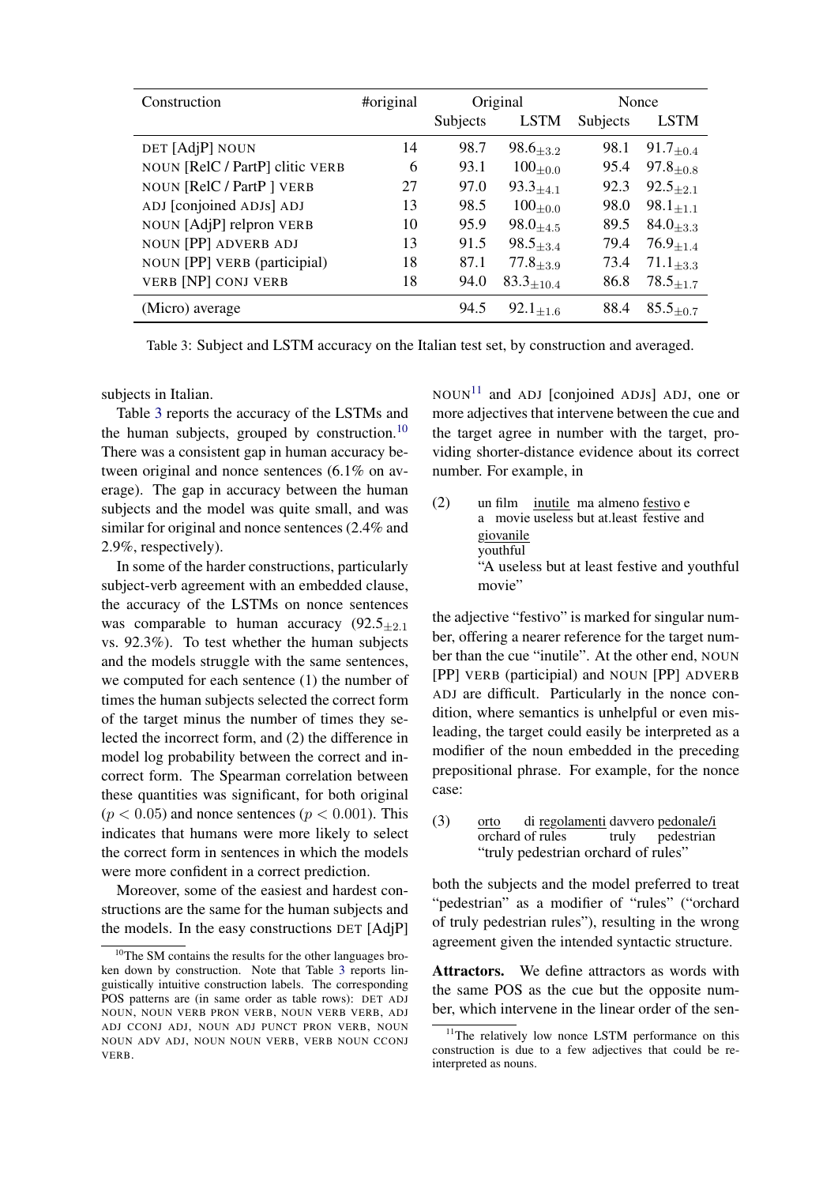| Construction | #original | Original | | Nonce | |
|---|---|---|---|---|---|
| | | Subjects | LSTM | Subjects | LSTM |
| DET [AdjP] NOUN | 14 | 98.7 | $98.6_{\pm 3.2}$ | 98.1 | $91.7_{\pm 0.4}$ |
| NOUN [RelC / PartP] clitic VERB | 6 | 93.1 | $100_{\pm 0.0}$ | 95.4 | $97.8_{\pm 0.8}$ |
| NOUN [RelC / PartP ] VERB | 27 | 97.0 | $93.3_{\pm 4.1}$ | 92.3 | $92.5_{\pm 2.1}$ |
| ADJ [conjoined ADJs] ADJ | 13 | 98.5 | $100_{\pm 0.0}$ | 98.0 | $98.1_{\pm 1.1}$ |
| NOUN [AdjP] relpron VERB | 10 | 95.9 | $98.0_{\pm 4.5}$ | 89.5 | $84.0_{\pm 3.3}$ |
| NOUN [PP] ADVERB ADJ | 13 | 91.5 | $98.5_{\pm 3.4}$ | 79.4 | $76.9_{\pm 1.4}$ |
| NOUN [PP] VERB (participial) | 18 | 87.1 | $77.8_{\pm 3.9}$ | 73.4 | $71.1_{\pm 3.3}$ |
| VERB [NP] CONJ VERB | 18 | 94.0 | $83.3_{\pm 10.4}$ | 86.8 | $78.5_{\pm 1.7}$ |
| (Micro) average | | 94.5 | $92.1_{\pm 1.6}$ | 88.4 | $85.5_{\pm 0.7}$ |

Table 3: Subject and LSTM accuracy on the Italian test set, by construction and averaged.

subjects in Italian.

Table 3 reports the accuracy of the LSTMs and the human subjects, grouped by construction.[10] There was a consistent gap in human accuracy between original and nonce sentences (6.1% on average). The gap in accuracy between the human subjects and the model was quite small, and was similar for original and nonce sentences (2.4% and 2.9%, respectively).

In some of the harder constructions, particularly subject-verb agreement with an embedded clause, the accuracy of the LSTMs on nonce sentences was comparable to human accuracy ($92.5_{\pm 2.1}$ vs. 92.3%). To test whether the human subjects and the models struggle with the same sentences, we computed for each sentence (1) the number of times the human subjects selected the correct form of the target minus the number of times they selected the incorrect form, and (2) the difference in model log probability between the correct and incorrect form. The Spearman correlation between these quantities was significant, for both original ($p < 0.05$) and nonce sentences ($p < 0.001$). This indicates that humans were more likely to select the correct form in sentences in which the models were more confident in a correct prediction.

Moreover, some of the easiest and hardest constructions are the same for the human subjects and the models. In the easy constructions DET [AdjP] NOUN[11] and ADJ [conjoined ADJs] ADJ, one or more adjectives that intervene between the cue and the target agree in number with the target, providing shorter-distance evidence about its correct number. For example, in

(2) un film <u>inutile</u> ma almeno <u>festivo</u> e <u>giovanile</u>
a movie useless but at.least festive and youthful
"A useless but at least festive and youthful movie"

the adjective "festivo" is marked for singular number, offering a nearer reference for the target number than the cue "inutile". At the other end, NOUN [PP] VERB (participial) and NOUN [PP] ADVERB ADJ are difficult. Particularly in the nonce condition, where semantics is unhelpful or even misleading, the target could easily be interpreted as a modifier of the noun embedded in the preceding prepositional phrase. For example, for the nonce case:

(3) <u>orto</u> di <u>regolamenti</u> davvero <u>pedonale/i</u>
orchard of rules truly pedestrian
"truly pedestrian orchard of rules"

both the subjects and the model preferred to treat "pedestrian" as a modifier of "rules" ("orchard of truly pedestrian rules"), resulting in the wrong agreement given the intended syntactic structure.

**Attractors.** We define attractors as words with the same POS as the cue but the opposite number, which intervene in the linear order of the sen-

[10] The SM contains the results for the other languages broken down by construction. Note that Table 3 reports linguistically intuitive construction labels. The corresponding POS patterns are (in same order as table rows): DET ADJ NOUN, NOUN VERB PRON VERB, NOUN VERB VERB, ADJ ADJ CCONJ ADJ, NOUN ADJ PUNCT PRON VERB, NOUN NOUN ADV ADJ, NOUN NOUN VERB, VERB NOUN CCONJ VERB.

[11] The relatively low nonce LSTM performance on this construction is due to a few adjectives that could be re-interpreted as nouns.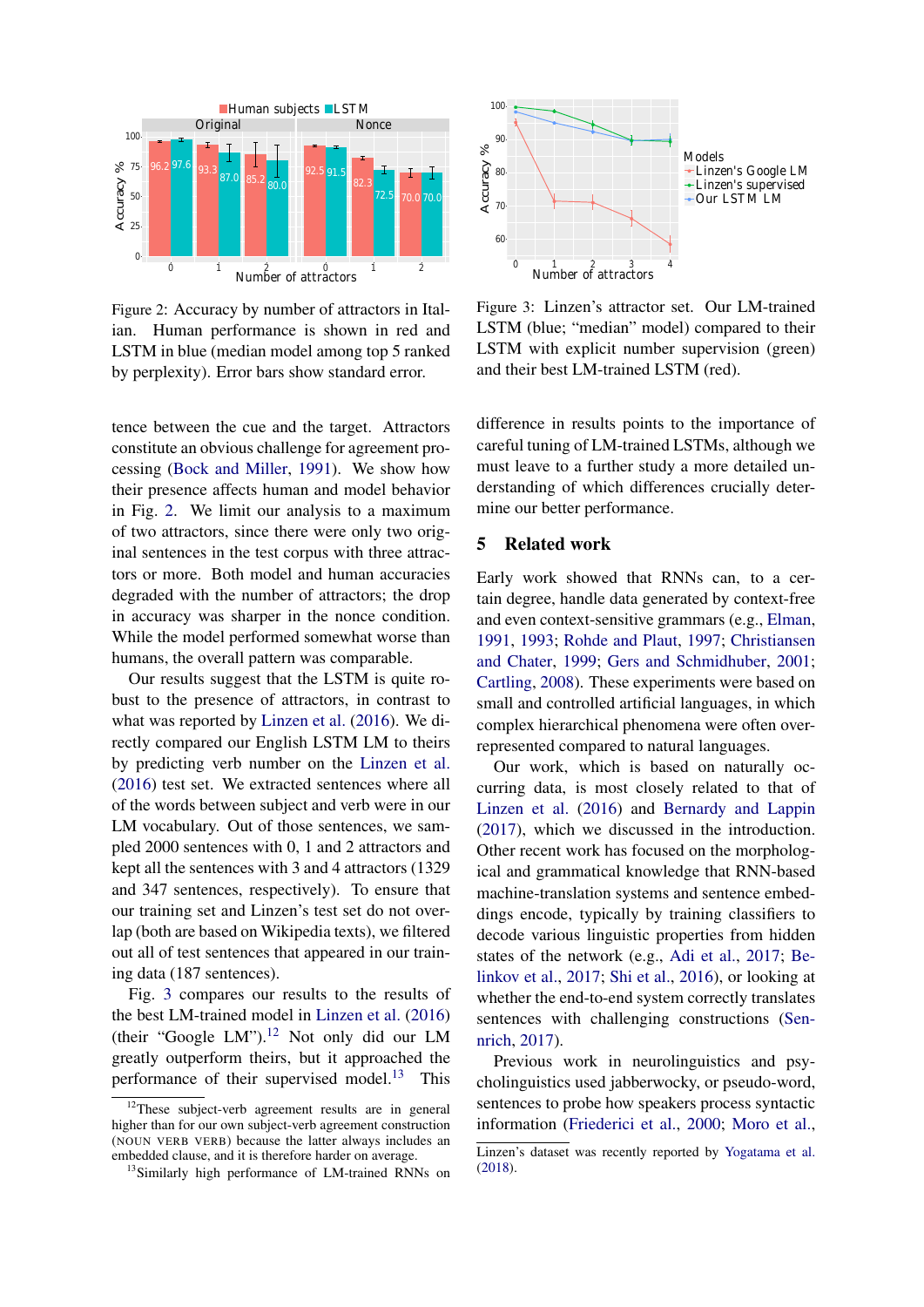Figure 2: Accuracy by number of attractors in Italian. Human performance is shown in red and LSTM in blue (median model among top 5 ranked by perplexity). Error bars show standard error.

Figure 3: Linzen's attractor set. Our LM-trained LSTM (blue; "median" model) compared to their LSTM with explicit number supervision (green) and their best LM-trained LSTM (red).

tence between the cue and the target. Attractors constitute an obvious challenge for agreement processing (Bock and Miller, 1991). We show how their presence affects human and model behavior in Fig. 2. We limit our analysis to a maximum of two attractors, since there were only two original sentences in the test corpus with three attractors or more. Both model and human accuracies degraded with the number of attractors; the drop in accuracy was sharper in the nonce condition. While the model performed somewhat worse than humans, the overall pattern was comparable.

Our results suggest that the LSTM is quite robust to the presence of attractors, in contrast to what was reported by Linzen et al. (2016). We directly compared our English LSTM LM to theirs by predicting verb number on the Linzen et al. (2016) test set. We extracted sentences where all of the words between subject and verb were in our LM vocabulary. Out of those sentences, we sampled 2000 sentences with 0, 1 and 2 attractors and kept all the sentences with 3 and 4 attractors (1329 and 347 sentences, respectively). To ensure that our training set and Linzen's test set do not overlap (both are based on Wikipedia texts), we filtered out all of test sentences that appeared in our training data (187 sentences).

Fig. 3 compares our results to the results of the best LM-trained model in Linzen et al. (2016) (their "Google LM").[12] Not only did our LM greatly outperform theirs, but it approached the performance of their supervised model.[13] This difference in results points to the importance of careful tuning of LM-trained LSTMs, although we must leave to a further study a more detailed understanding of which differences crucially determine our better performance.

## 5 Related work

Early work showed that RNNs can, to a certain degree, handle data generated by context-free and even context-sensitive grammars (e.g., Elman, 1991, 1993; Rohde and Plaut, 1997; Christiansen and Chater, 1999; Gers and Schmidhuber, 2001; Cartling, 2008). These experiments were based on small and controlled artificial languages, in which complex hierarchical phenomena were often over-represented compared to natural languages.

Our work, which is based on naturally occurring data, is most closely related to that of Linzen et al. (2016) and Bernardy and Lappin (2017), which we discussed in the introduction. Other recent work has focused on the morphological and grammatical knowledge that RNN-based machine-translation systems and sentence embeddings encode, typically by training classifiers to decode various linguistic properties from hidden states of the network (e.g., Adi et al., 2017; Belinkov et al., 2017; Shi et al., 2016), or looking at whether the end-to-end system correctly translates sentences with challenging constructions (Sennrich, 2017).

Previous work in neurolinguistics and psycholinguistics used jabberwocky, or pseudo-word, sentences to probe how speakers process syntactic information (Friederici et al., 2000; Moro et al.,

[12] These subject-verb agreement results are in general higher than for our own subject-verb agreement construction (NOUN VERB VERB) because the latter always includes an embedded clause, and it is therefore harder on average.

[13] Similarly high performance of LM-trained RNNs on Linzen's dataset was recently reported by Yogatama et al. (2018).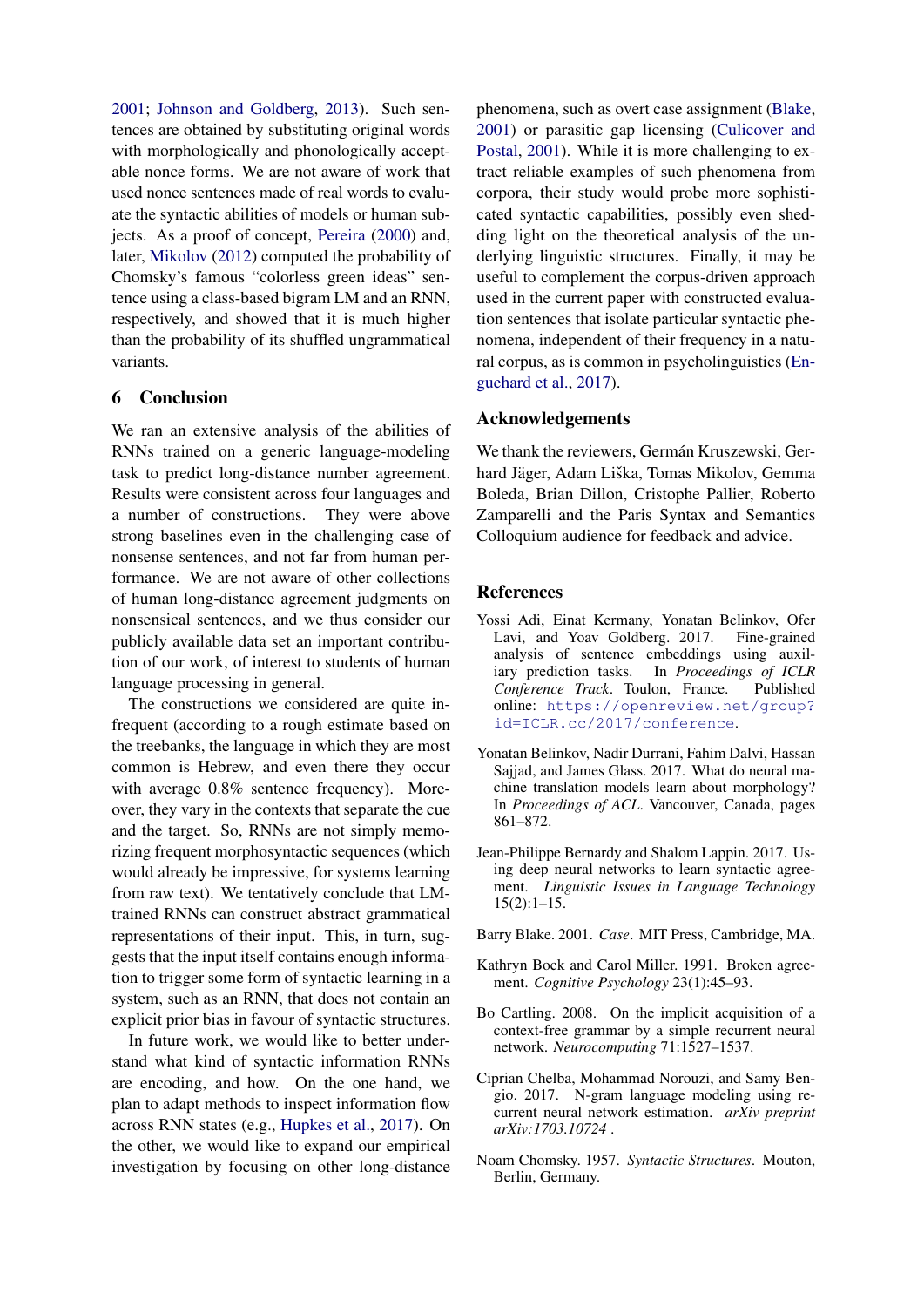2001; Johnson and Goldberg, 2013). Such sentences are obtained by substituting original words with morphologically and phonologically acceptable nonce forms. We are not aware of work that used nonce sentences made of real words to evaluate the syntactic abilities of models or human subjects. As a proof of concept, Pereira (2000) and, later, Mikolov (2012) computed the probability of Chomsky's famous "colorless green ideas" sentence using a class-based bigram LM and an RNN, respectively, and showed that it is much higher than the probability of its shuffled ungrammatical variants.

## 6 Conclusion

We ran an extensive analysis of the abilities of RNNs trained on a generic language-modeling task to predict long-distance number agreement. Results were consistent across four languages and a number of constructions. They were above strong baselines even in the challenging case of nonsense sentences, and not far from human performance. We are not aware of other collections of human long-distance agreement judgments on nonsensical sentences, and we thus consider our publicly available data set an important contribution of our work, of interest to students of human language processing in general.

The constructions we considered are quite infrequent (according to a rough estimate based on the treebanks, the language in which they are most common is Hebrew, and even there they occur with average 0.8% sentence frequency). Moreover, they vary in the contexts that separate the cue and the target. So, RNNs are not simply memorizing frequent morphosyntactic sequences (which would already be impressive, for systems learning from raw text). We tentatively conclude that LM-trained RNNs can construct abstract grammatical representations of their input. This, in turn, suggests that the input itself contains enough information to trigger some form of syntactic learning in a system, such as an RNN, that does not contain an explicit prior bias in favour of syntactic structures.

In future work, we would like to better understand what kind of syntactic information RNNs are encoding, and how. On the one hand, we plan to adapt methods to inspect information flow across RNN states (e.g., Hupkes et al., 2017). On the other, we would like to expand our empirical investigation by focusing on other long-distance phenomena, such as overt case assignment (Blake, 2001) or parasitic gap licensing (Culicover and Postal, 2001). While it is more challenging to extract reliable examples of such phenomena from corpora, their study would probe more sophisticated syntactic capabilities, possibly even shedding light on the theoretical analysis of the underlying linguistic structures. Finally, it may be useful to complement the corpus-driven approach used in the current paper with constructed evaluation sentences that isolate particular syntactic phenomena, independent of their frequency in a natural corpus, as is common in psycholinguistics (Enguehard et al., 2017).

## Acknowledgements

We thank the reviewers, Germán Kruszewski, Gerhard Jäger, Adam Liška, Tomas Mikolov, Gemma Boleda, Brian Dillon, Cristophe Pallier, Roberto Zamparelli and the Paris Syntax and Semantics Colloquium audience for feedback and advice.

## References

Yossi Adi, Einat Kermany, Yonatan Belinkov, Ofer Lavi, and Yoav Goldberg. 2017. Fine-grained analysis of sentence embeddings using auxiliary prediction tasks. In *Proceedings of ICLR Conference Track*. Toulon, France. Published online: https://openreview.net/group?id=ICLR.cc/2017/conference.

Yonatan Belinkov, Nadir Durrani, Fahim Dalvi, Hassan Sajjad, and James Glass. 2017. What do neural machine translation models learn about morphology? In *Proceedings of ACL*. Vancouver, Canada, pages 861–872.

Jean-Philippe Bernardy and Shalom Lappin. 2017. Using deep neural networks to learn syntactic agreement. *Linguistic Issues in Language Technology* 15(2):1–15.

Barry Blake. 2001. *Case*. MIT Press, Cambridge, MA.

Kathryn Bock and Carol Miller. 1991. Broken agreement. *Cognitive Psychology* 23(1):45–93.

Bo Cartling. 2008. On the implicit acquisition of a context-free grammar by a simple recurrent neural network. *Neurocomputing* 71:1527–1537.

Ciprian Chelba, Mohammad Norouzi, and Samy Bengio. 2017. N-gram language modeling using recurrent neural network estimation. *arXiv preprint arXiv:1703.10724* .

Noam Chomsky. 1957. *Syntactic Structures*. Mouton, Berlin, Germany.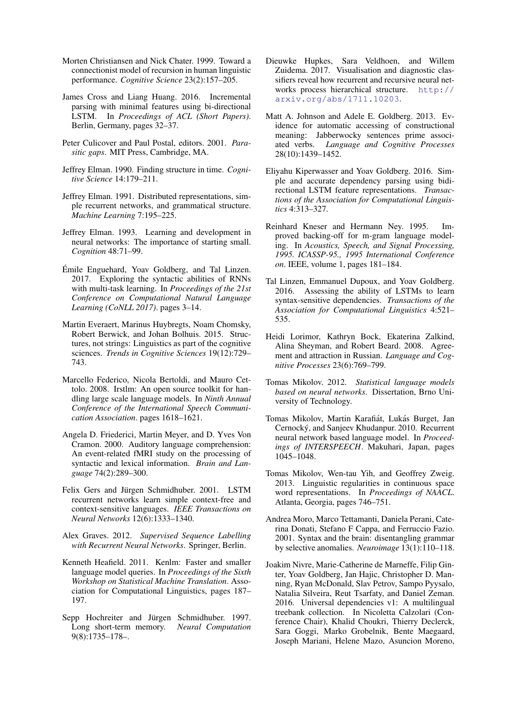Morten Christiansen and Nick Chater. 1999. Toward a connectionist model of recursion in human linguistic performance. *Cognitive Science* 23(2):157–205.

James Cross and Liang Huang. 2016. Incremental parsing with minimal features using bi-directional LSTM. In *Proceedings of ACL (Short Papers)*. Berlin, Germany, pages 32–37.

Peter Culicover and Paul Postal, editors. 2001. *Parasitic gaps*. MIT Press, Cambridge, MA.

Jeffrey Elman. 1990. Finding structure in time. *Cognitive Science* 14:179–211.

Jeffrey Elman. 1991. Distributed representations, simple recurrent networks, and grammatical structure. *Machine Learning* 7:195–225.

Jeffrey Elman. 1993. Learning and development in neural networks: The importance of starting small. *Cognition* 48:71–99.

Émile Enguehard, Yoav Goldberg, and Tal Linzen. 2017. Exploring the syntactic abilities of RNNs with multi-task learning. In *Proceedings of the 21st Conference on Computational Natural Language Learning (CoNLL 2017)*. pages 3–14.

Martin Everaert, Marinus Huybregts, Noam Chomsky, Robert Berwick, and Johan Bolhuis. 2015. Structures, not strings: Linguistics as part of the cognitive sciences. *Trends in Cognitive Sciences* 19(12):729–743.

Marcello Federico, Nicola Bertoldi, and Mauro Cettolo. 2008. Irstlm: An open source toolkit for handling large scale language models. In *Ninth Annual Conference of the International Speech Communication Association*. pages 1618–1621.

Angela D. Friederici, Martin Meyer, and D. Yves Von Cramon. 2000. Auditory language comprehension: An event-related fMRI study on the processing of syntactic and lexical information. *Brain and Language* 74(2):289–300.

Felix Gers and Jürgen Schmidhuber. 2001. LSTM recurrent networks learn simple context-free and context-sensitive languages. *IEEE Transactions on Neural Networks* 12(6):1333–1340.

Alex Graves. 2012. *Supervised Sequence Labelling with Recurrent Neural Networks*. Springer, Berlin.

Kenneth Heafield. 2011. Kenlm: Faster and smaller language model queries. In *Proceedings of the Sixth Workshop on Statistical Machine Translation*. Association for Computational Linguistics, pages 187–197.

Sepp Hochreiter and Jürgen Schmidhuber. 1997. Long short-term memory. *Neural Computation* 9(8):1735–178–.

Dieuwke Hupkes, Sara Veldhoen, and Willem Zuidema. 2017. Visualisation and diagnostic classifiers reveal how recurrent and recursive neural networks process hierarchical structure. http://arxiv.org/abs/1711.10203.

Matt A. Johnson and Adele E. Goldberg. 2013. Evidence for automatic accessing of constructional meaning: Jabberwocky sentences prime associated verbs. *Language and Cognitive Processes* 28(10):1439–1452.

Eliyahu Kiperwasser and Yoav Goldberg. 2016. Simple and accurate dependency parsing using bidirectional LSTM feature representations. *Transactions of the Association for Computational Linguistics* 4:313–327.

Reinhard Kneser and Hermann Ney. 1995. Improved backing-off for m-gram language modeling. In *Acoustics, Speech, and Signal Processing, 1995. ICASSP-95., 1995 International Conference on*. IEEE, volume 1, pages 181–184.

Tal Linzen, Emmanuel Dupoux, and Yoav Goldberg. 2016. Assessing the ability of LSTMs to learn syntax-sensitive dependencies. *Transactions of the Association for Computational Linguistics* 4:521–535.

Heidi Lorimor, Kathryn Bock, Ekaterina Zalkind, Alina Sheyman, and Robert Beard. 2008. Agreement and attraction in Russian. *Language and Cognitive Processes* 23(6):769–799.

Tomas Mikolov. 2012. *Statistical language models based on neural networks*. Dissertation, Brno University of Technology.

Tomas Mikolov, Martin Karafiát, Lukás Burget, Jan Cernocký, and Sanjeev Khudanpur. 2010. Recurrent neural network based language model. In *Proceedings of INTERSPEECH*. Makuhari, Japan, pages 1045–1048.

Tomas Mikolov, Wen-tau Yih, and Geoffrey Zweig. 2013. Linguistic regularities in continuous space word representations. In *Proceedings of NAACL*. Atlanta, Georgia, pages 746–751.

Andrea Moro, Marco Tettamanti, Daniela Perani, Caterina Donati, Stefano F Cappa, and Ferruccio Fazio. 2001. Syntax and the brain: disentangling grammar by selective anomalies. *Neuroimage* 13(1):110–118.

Joakim Nivre, Marie-Catherine de Marneffe, Filip Ginter, Yoav Goldberg, Jan Hajic, Christopher D. Manning, Ryan McDonald, Slav Petrov, Sampo Pyysalo, Natalia Silveira, Reut Tsarfaty, and Daniel Zeman. 2016. Universal dependencies v1: A multilingual treebank collection. In Nicoletta Calzolari (Conference Chair), Khalid Choukri, Thierry Declerck, Sara Goggi, Marko Grobelnik, Bente Maegaard, Joseph Mariani, Helene Mazo, Asuncion Moreno,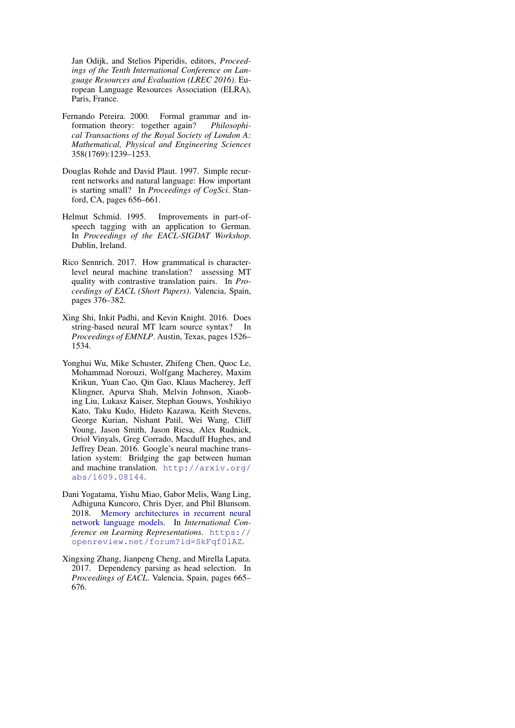Jan Odijk, and Stelios Piperidis, editors, *Proceedings of the Tenth International Conference on Language Resources and Evaluation (LREC 2016)*. European Language Resources Association (ELRA), Paris, France.

Fernando Pereira. 2000. Formal grammar and information theory: together again? *Philosophical Transactions of the Royal Society of London A: Mathematical, Physical and Engineering Sciences* 358(1769):1239–1253.

Douglas Rohde and David Plaut. 1997. Simple recurrent networks and natural language: How important is starting small? In *Proceedings of CogSci*. Stanford, CA, pages 656–661.

Helmut Schmid. 1995. Improvements in part-of-speech tagging with an application to German. In *Proceedings of the EACL-SIGDAT Workshop*. Dublin, Ireland.

Rico Sennrich. 2017. How grammatical is character-level neural machine translation? assessing MT quality with contrastive translation pairs. In *Proceedings of EACL (Short Papers)*. Valencia, Spain, pages 376–382.

Xing Shi, Inkit Padhi, and Kevin Knight. 2016. Does string-based neural MT learn source syntax? In *Proceedings of EMNLP*. Austin, Texas, pages 1526–1534.

Yonghui Wu, Mike Schuster, Zhifeng Chen, Quoc Le, Mohammad Norouzi, Wolfgang Macherey, Maxim Krikun, Yuan Cao, Qin Gao, Klaus Macherey, Jeff Klingner, Apurva Shah, Melvin Johnson, Xiaobing Liu, Lukasz Kaiser, Stephan Gouws, Yoshikiyo Kato, Taku Kudo, Hideto Kazawa, Keith Stevens, George Kurian, Nishant Patil, Wei Wang, Cliff Young, Jason Smith, Jason Riesa, Alex Rudnick, Oriol Vinyals, Greg Corrado, Macduff Hughes, and Jeffrey Dean. 2016. Google's neural machine translation system: Bridging the gap between human and machine translation. http://arxiv.org/abs/1609.08144.

Dani Yogatama, Yishu Miao, Gabor Melis, Wang Ling, Adhiguna Kuncoro, Chris Dyer, and Phil Blunsom. 2018. Memory architectures in recurrent neural network language models. In *International Conference on Learning Representations*. https://openreview.net/forum?id=SkFqf0lAZ.

Xingxing Zhang, Jianpeng Cheng, and Mirella Lapata. 2017. Dependency parsing as head selection. In *Proceedings of EACL*. Valencia, Spain, pages 665–676.